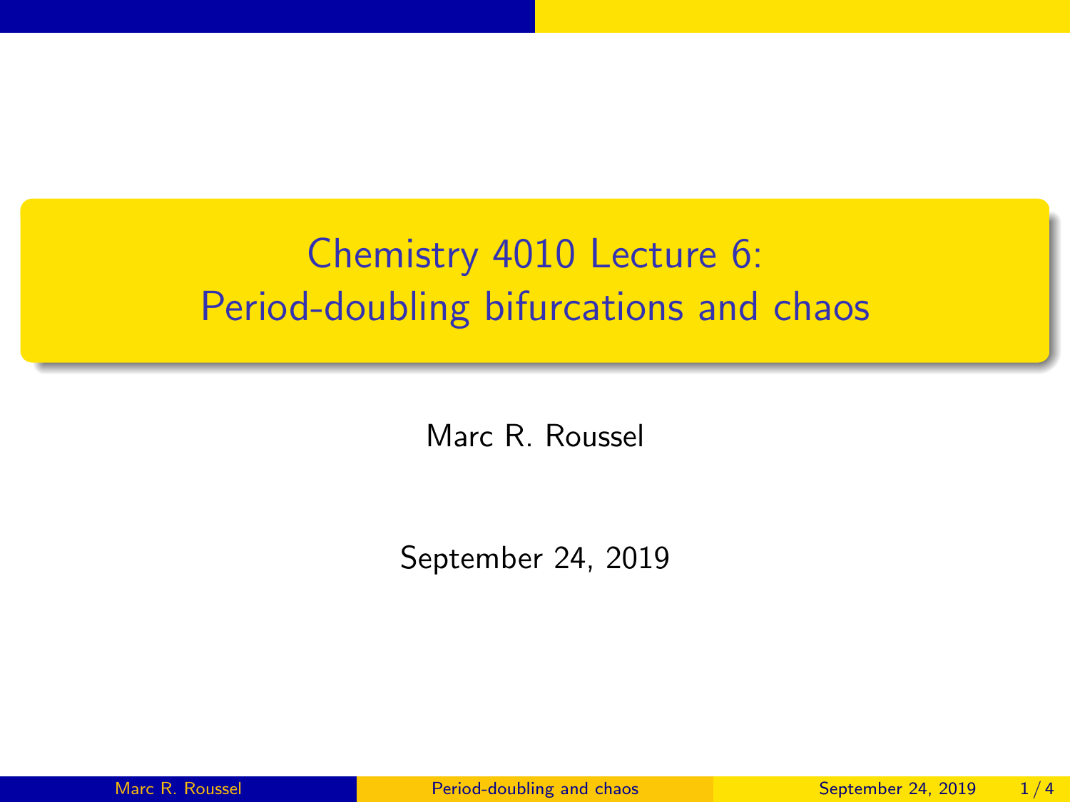# Chemistry 4010 Lecture 6: Period-doubling bifurcations and chaos

Marc R. Roussel

September 24, 2019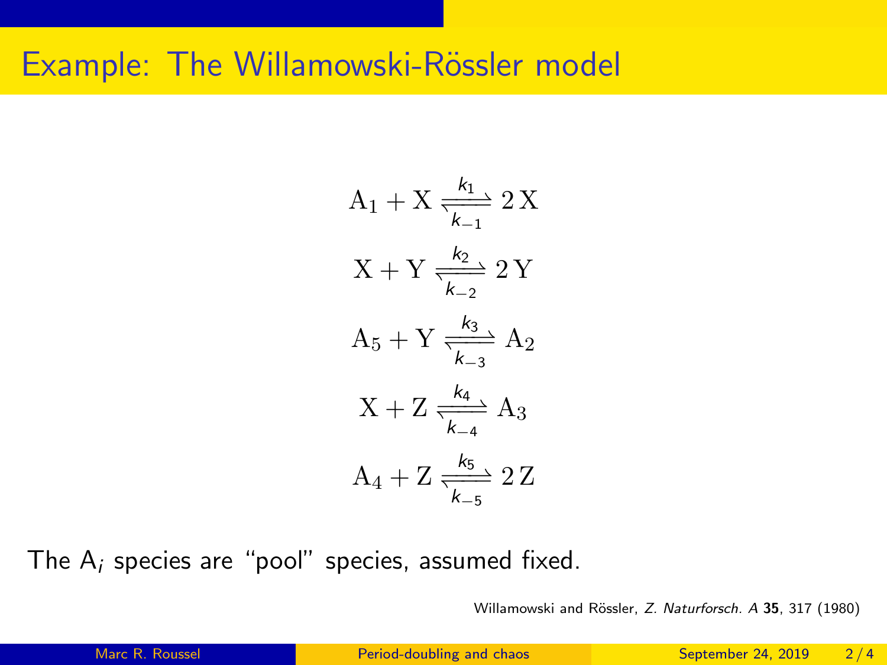# Example: The Willamowski-Rössler model

$$\mathrm{A}_1 + \mathrm{X} \underset{k_{-1}}{\overset{k_1}{\rightleftharpoons}} 2\,\mathrm{X}$$

$$\mathrm{X} + \mathrm{Y} \underset{k_{-2}}{\overset{k_2}{\rightleftharpoons}} 2\,\mathrm{Y}$$

$$\mathrm{A}_5 + \mathrm{Y} \underset{k_{-3}}{\overset{k_3}{\rightleftharpoons}} \mathrm{A}_2$$

$$\mathrm{X} + \mathrm{Z} \underset{k_{-4}}{\overset{k_4}{\rightleftharpoons}} \mathrm{A}_3$$

$$\mathrm{A}_4 + \mathrm{Z} \underset{k_{-5}}{\overset{k_5}{\rightleftharpoons}} 2\,\mathrm{Z}$$

The $\mathrm{A}_i$ species are "pool" species, assumed fixed.

Willamowski and Rössler, *Z. Naturforsch. A* **35**, 317 (1980)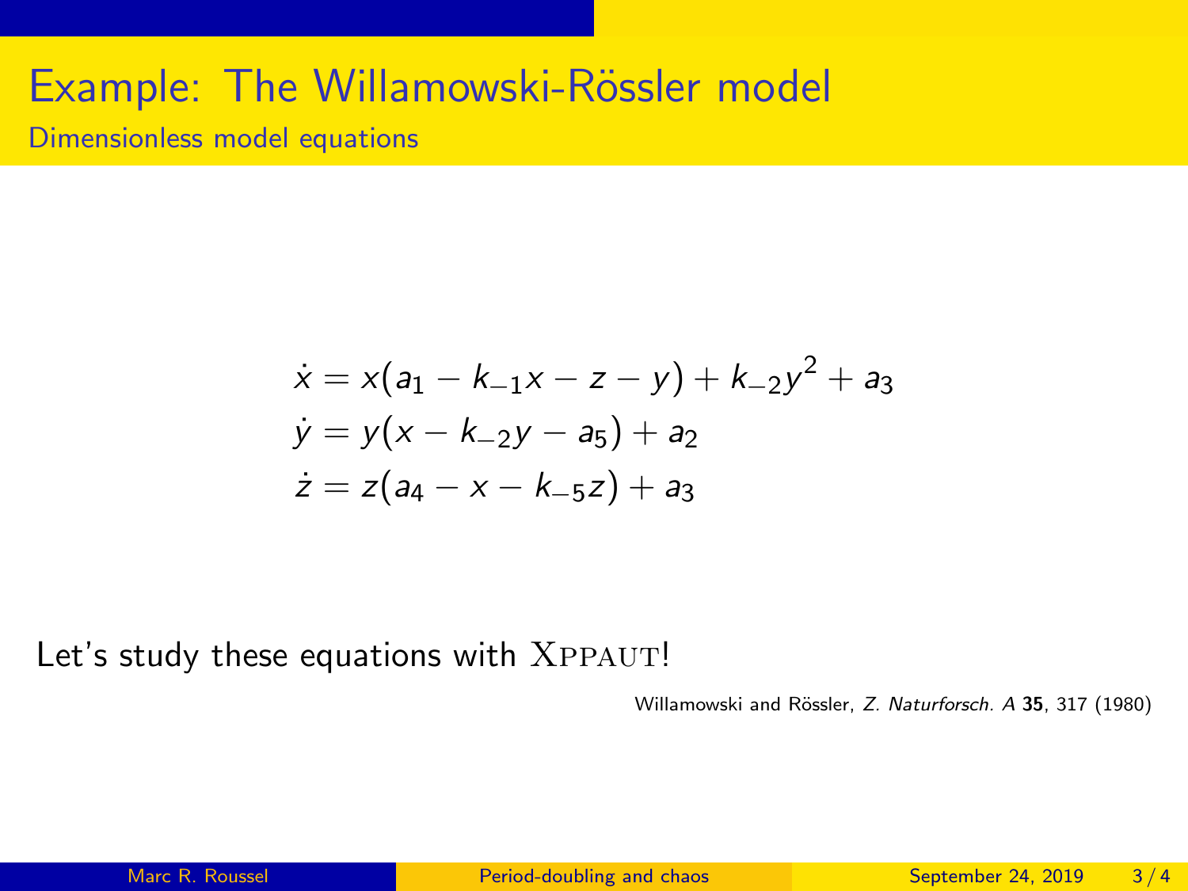# Example: The Willamowski-Rössler model

## Dimensionless model equations

$$
\begin{aligned}
\dot{x} &= x(a_1 - k_{-1}x - z - y) + k_{-2}y^2 + a_3 \\
\dot{y} &= y(x - k_{-2}y - a_5) + a_2 \\
\dot{z} &= z(a_4 - x - k_{-5}z) + a_3
\end{aligned}
$$

Let's study these equations with XPPAUT!

Willamowski and Rössler, *Z. Naturforsch. A* **35**, 317 (1980)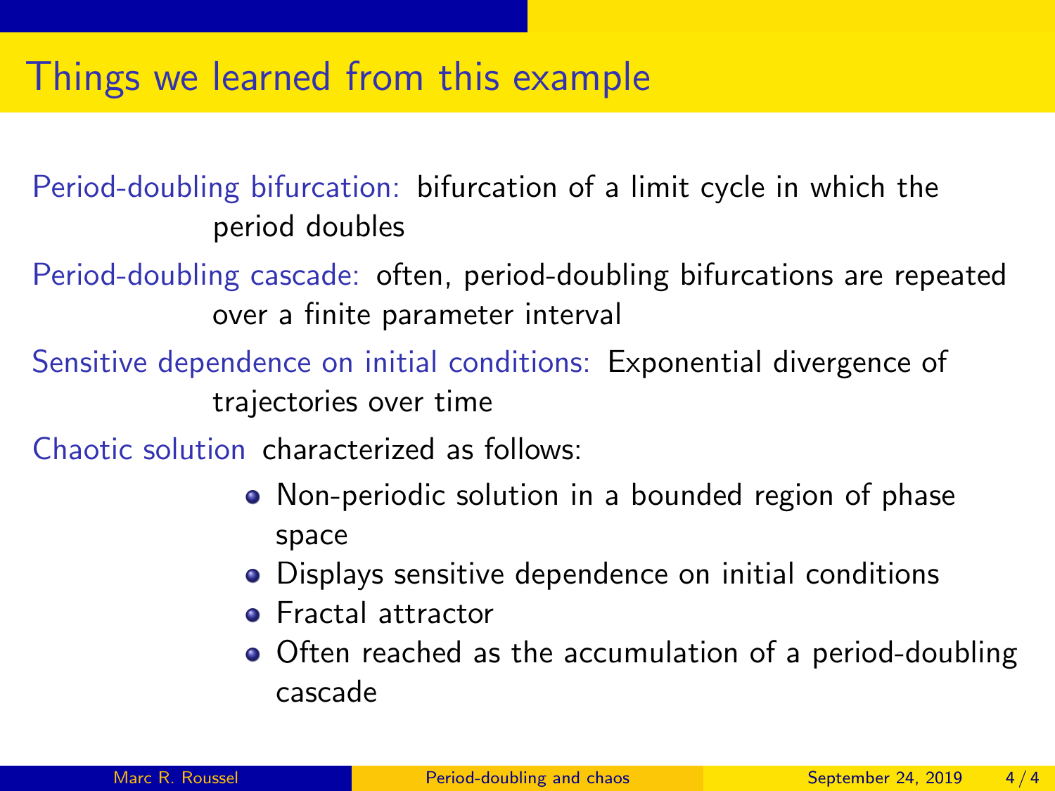# Things we learned from this example

Period-doubling bifurcation: bifurcation of a limit cycle in which the period doubles

Period-doubling cascade: often, period-doubling bifurcations are repeated over a finite parameter interval

Sensitive dependence on initial conditions: Exponential divergence of trajectories over time

Chaotic solution characterized as follows:

- Non-periodic solution in a bounded region of phase space
- Displays sensitive dependence on initial conditions
- Fractal attractor
- Often reached as the accumulation of a period-doubling cascade